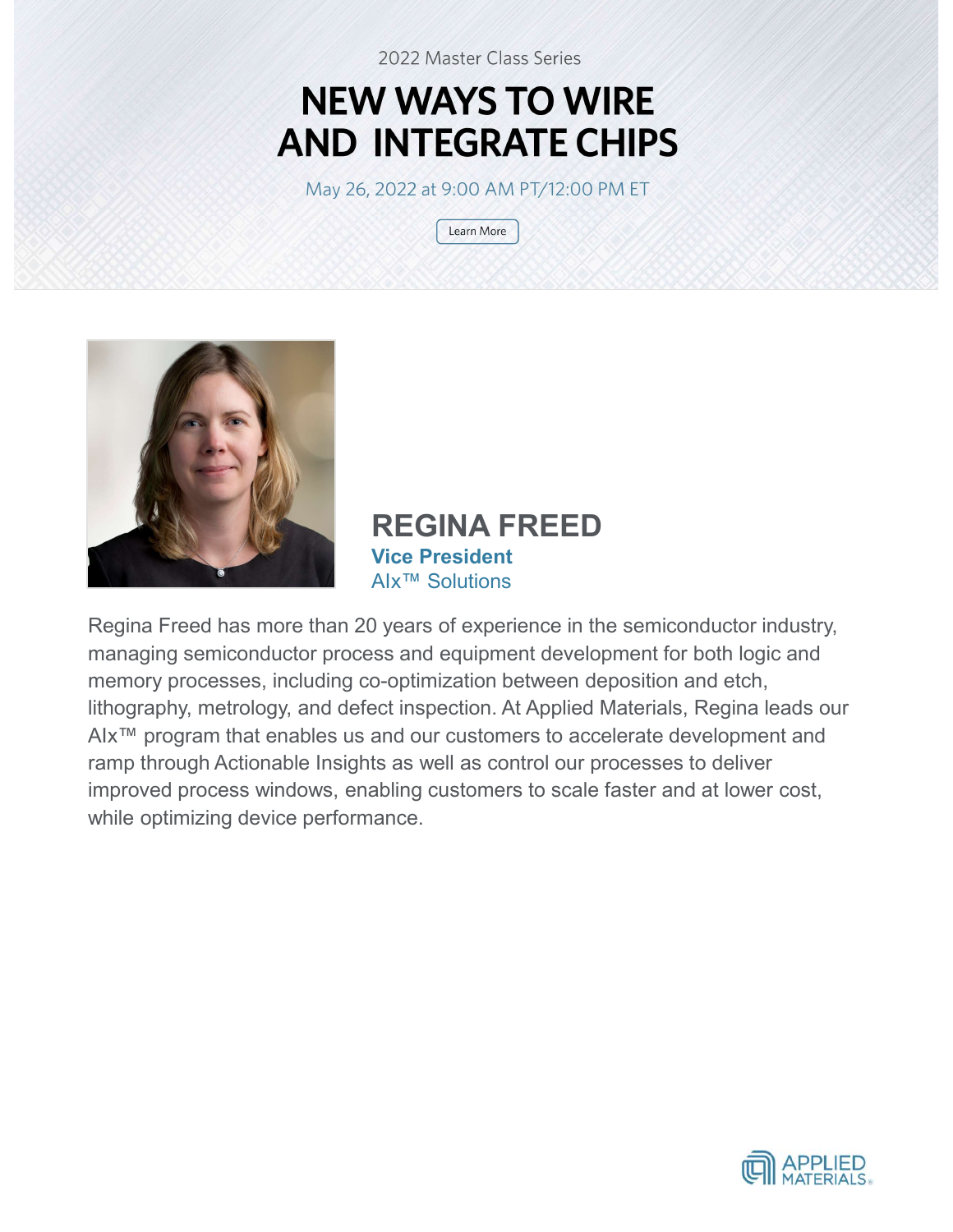2022 Master Class Series

# NEW WAYS TO WIRE AND INTEGRATE CHIPS

May 26, 2022 at 9:00 AM PT/12:00 PM ET

Learn More

## REGINA FREED

**Vice President**

AIx™ Solutions

Regina Freed has more than 20 years of experience in the semiconductor industry, managing semiconductor process and equipment development for both logic and memory processes, including co-optimization between deposition and etch, lithography, metrology, and defect inspection. At Applied Materials, Regina leads our AIx™ program that enables us and our customers to accelerate development and ramp through Actionable Insights as well as control our processes to deliver improved process windows, enabling customers to scale faster and at lower cost, while optimizing device performance.

APPLIED MATERIALS®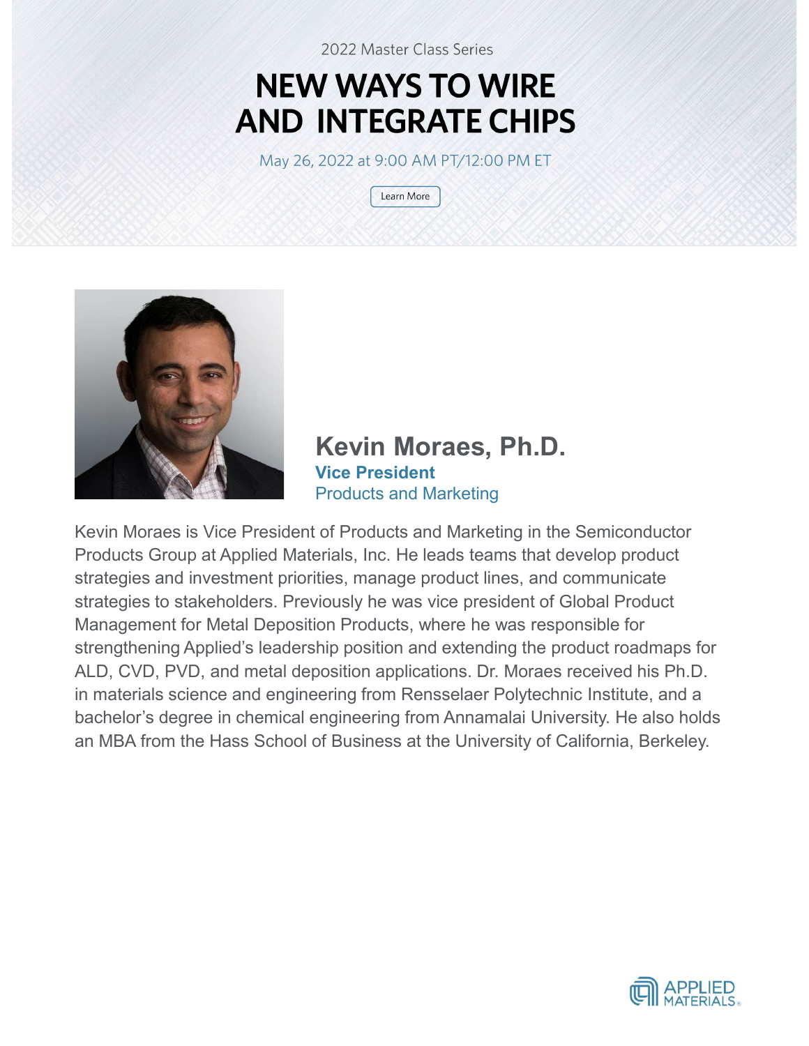2022 Master Class Series

# NEW WAYS TO WIRE AND INTEGRATE CHIPS

May 26, 2022 at 9:00 AM PT/12:00 PM ET

Learn More

## Kevin Moraes, Ph.D.

**Vice President**

Products and Marketing

Kevin Moraes is Vice President of Products and Marketing in the Semiconductor Products Group at Applied Materials, Inc. He leads teams that develop product strategies and investment priorities, manage product lines, and communicate strategies to stakeholders. Previously he was vice president of Global Product Management for Metal Deposition Products, where he was responsible for strengthening Applied's leadership position and extending the product roadmaps for ALD, CVD, PVD, and metal deposition applications. Dr. Moraes received his Ph.D. in materials science and engineering from Rensselaer Polytechnic Institute, and a bachelor's degree in chemical engineering from Annamalai University. He also holds an MBA from the Hass School of Business at the University of California, Berkeley.

APPLIED MATERIALS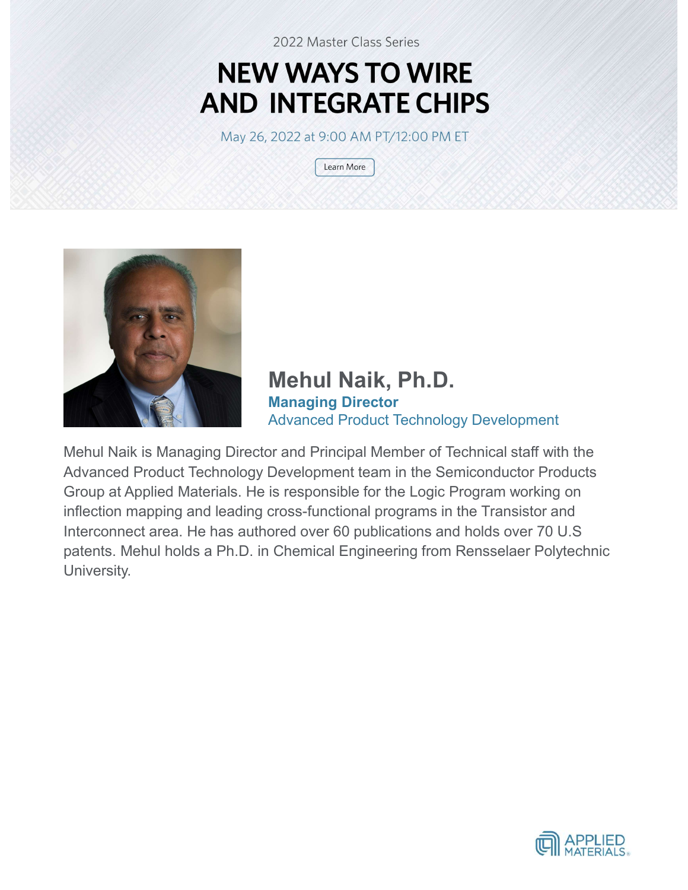2022 Master Class Series

# NEW WAYS TO WIRE AND INTEGRATE CHIPS

May 26, 2022 at 9:00 AM PT/12:00 PM ET

Learn More

## Mehul Naik, Ph.D.

**Managing Director**

Advanced Product Technology Development

Mehul Naik is Managing Director and Principal Member of Technical staff with the Advanced Product Technology Development team in the Semiconductor Products Group at Applied Materials. He is responsible for the Logic Program working on inflection mapping and leading cross-functional programs in the Transistor and Interconnect area. He has authored over 60 publications and holds over 70 U.S patents. Mehul holds a Ph.D. in Chemical Engineering from Rensselaer Polytechnic University.

APPLIED MATERIALS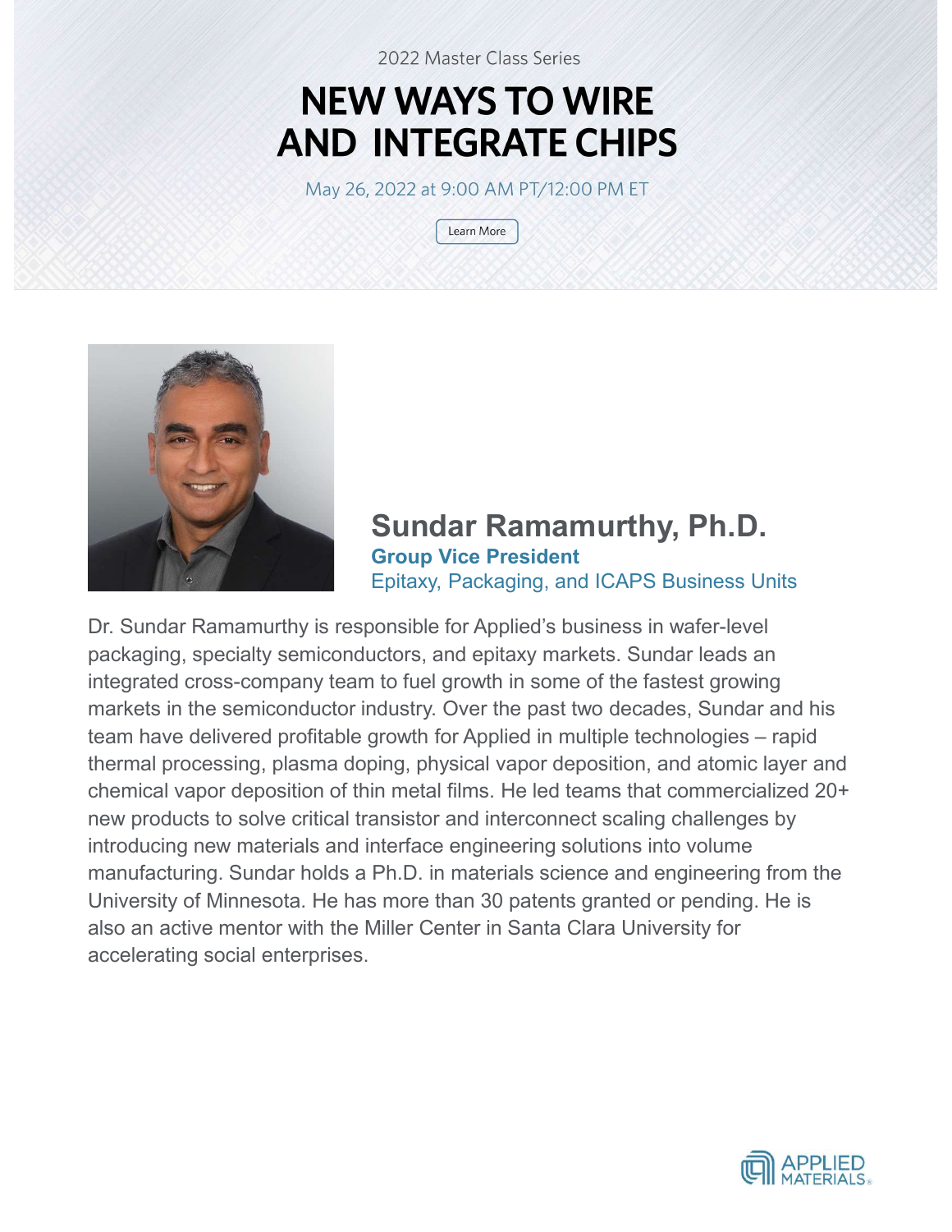2022 Master Class Series

# NEW WAYS TO WIRE AND INTEGRATE CHIPS

May 26, 2022 at 9:00 AM PT/12:00 PM ET

Learn More

## Sundar Ramamurthy, Ph.D.

**Group Vice President**

Epitaxy, Packaging, and ICAPS Business Units

Dr. Sundar Ramamurthy is responsible for Applied's business in wafer-level packaging, specialty semiconductors, and epitaxy markets. Sundar leads an integrated cross-company team to fuel growth in some of the fastest growing markets in the semiconductor industry. Over the past two decades, Sundar and his team have delivered profitable growth for Applied in multiple technologies – rapid thermal processing, plasma doping, physical vapor deposition, and atomic layer and chemical vapor deposition of thin metal films. He led teams that commercialized 20+ new products to solve critical transistor and interconnect scaling challenges by introducing new materials and interface engineering solutions into volume manufacturing. Sundar holds a Ph.D. in materials science and engineering from the University of Minnesota. He has more than 30 patents granted or pending. He is also an active mentor with the Miller Center in Santa Clara University for accelerating social enterprises.

APPLIED MATERIALS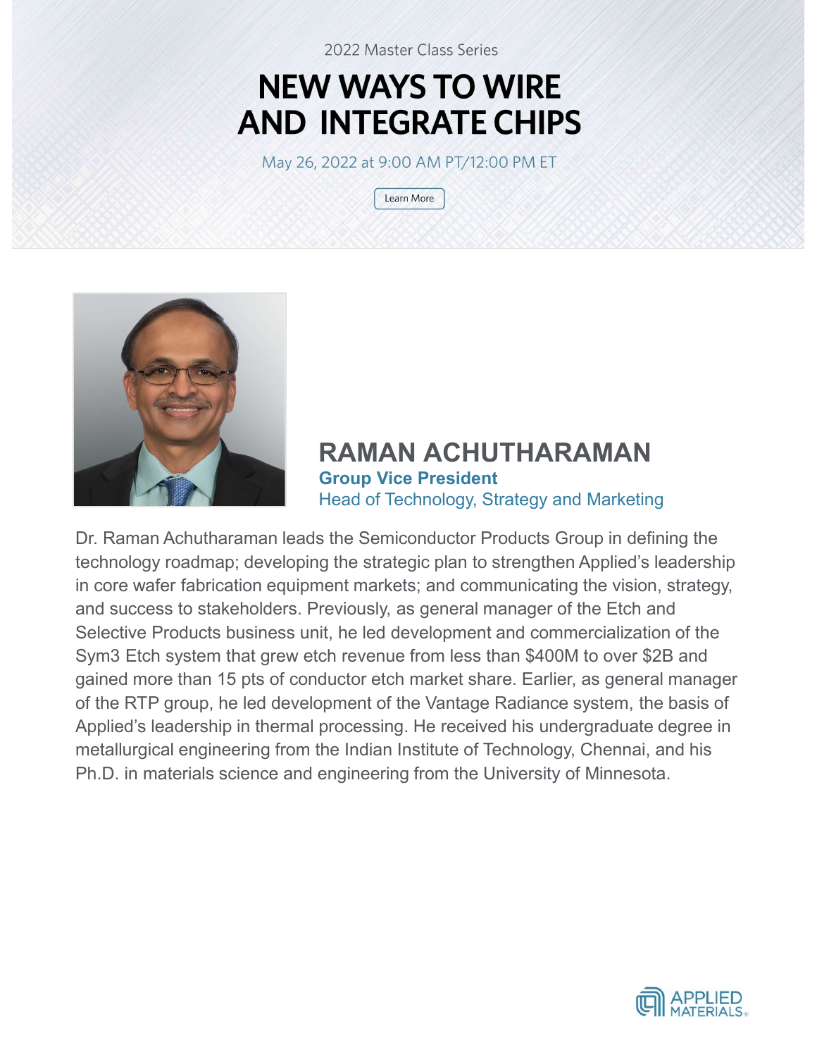2022 Master Class Series

# NEW WAYS TO WIRE AND INTEGRATE CHIPS

May 26, 2022 at 9:00 AM PT/12:00 PM ET

Learn More

## RAMAN ACHUTHARAMAN

**Group Vice President**

Head of Technology, Strategy and Marketing

Dr. Raman Achutharaman leads the Semiconductor Products Group in defining the technology roadmap; developing the strategic plan to strengthen Applied's leadership in core wafer fabrication equipment markets; and communicating the vision, strategy, and success to stakeholders. Previously, as general manager of the Etch and Selective Products business unit, he led development and commercialization of the Sym3 Etch system that grew etch revenue from less than $400M to over $2B and gained more than 15 pts of conductor etch market share. Earlier, as general manager of the RTP group, he led development of the Vantage Radiance system, the basis of Applied's leadership in thermal processing. He received his undergraduate degree in metallurgical engineering from the Indian Institute of Technology, Chennai, and his Ph.D. in materials science and engineering from the University of Minnesota.

APPLIED MATERIALS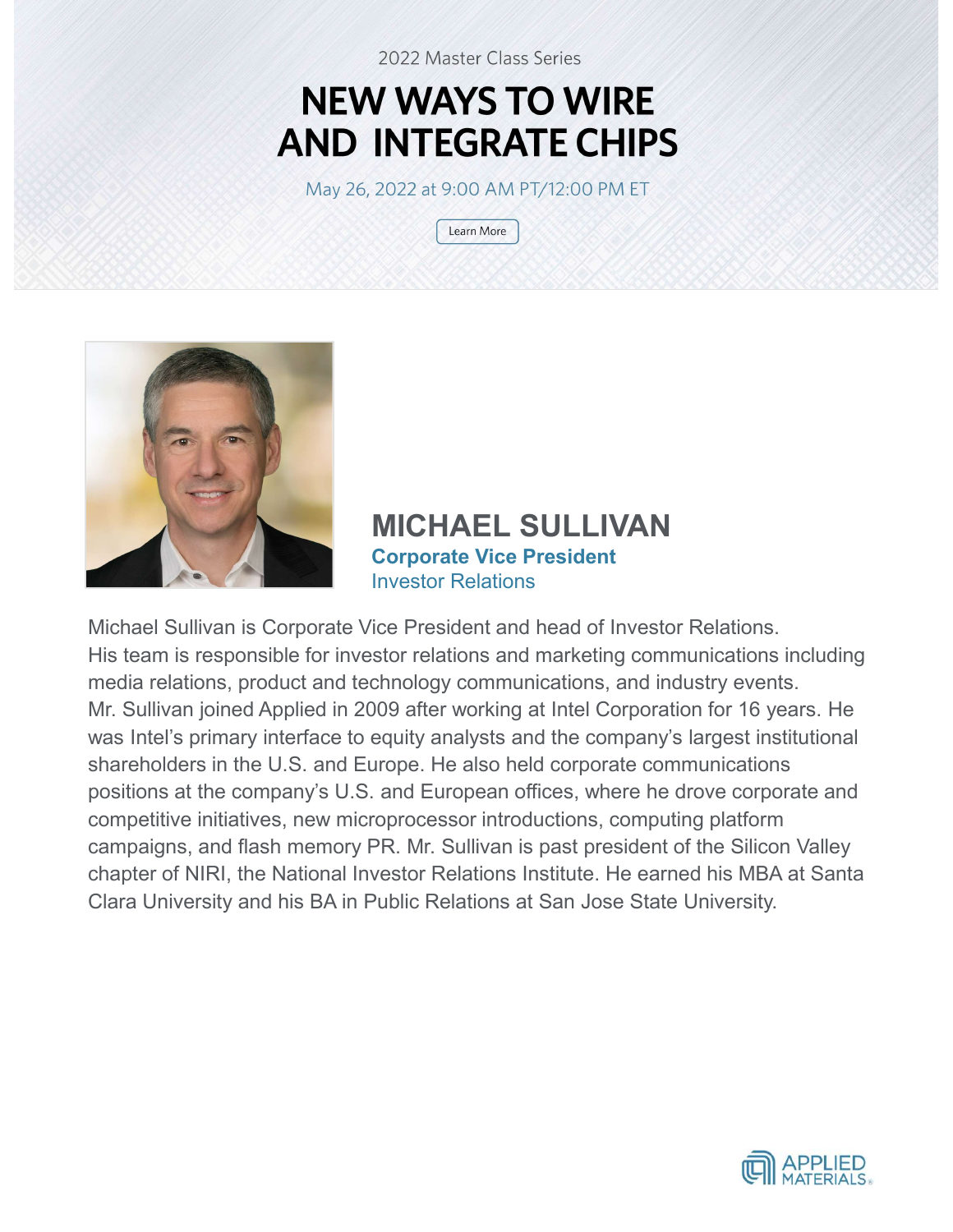2022 Master Class Series

# NEW WAYS TO WIRE AND INTEGRATE CHIPS

May 26, 2022 at 9:00 AM PT/12:00 PM ET

Learn More

## MICHAEL SULLIVAN

**Corporate Vice President**

Investor Relations

Michael Sullivan is Corporate Vice President and head of Investor Relations. His team is responsible for investor relations and marketing communications including media relations, product and technology communications, and industry events. Mr. Sullivan joined Applied in 2009 after working at Intel Corporation for 16 years. He was Intel's primary interface to equity analysts and the company's largest institutional shareholders in the U.S. and Europe. He also held corporate communications positions at the company's U.S. and European offices, where he drove corporate and competitive initiatives, new microprocessor introductions, computing platform campaigns, and flash memory PR. Mr. Sullivan is past president of the Silicon Valley chapter of NIRI, the National Investor Relations Institute. He earned his MBA at Santa Clara University and his BA in Public Relations at San Jose State University.

APPLIED MATERIALS